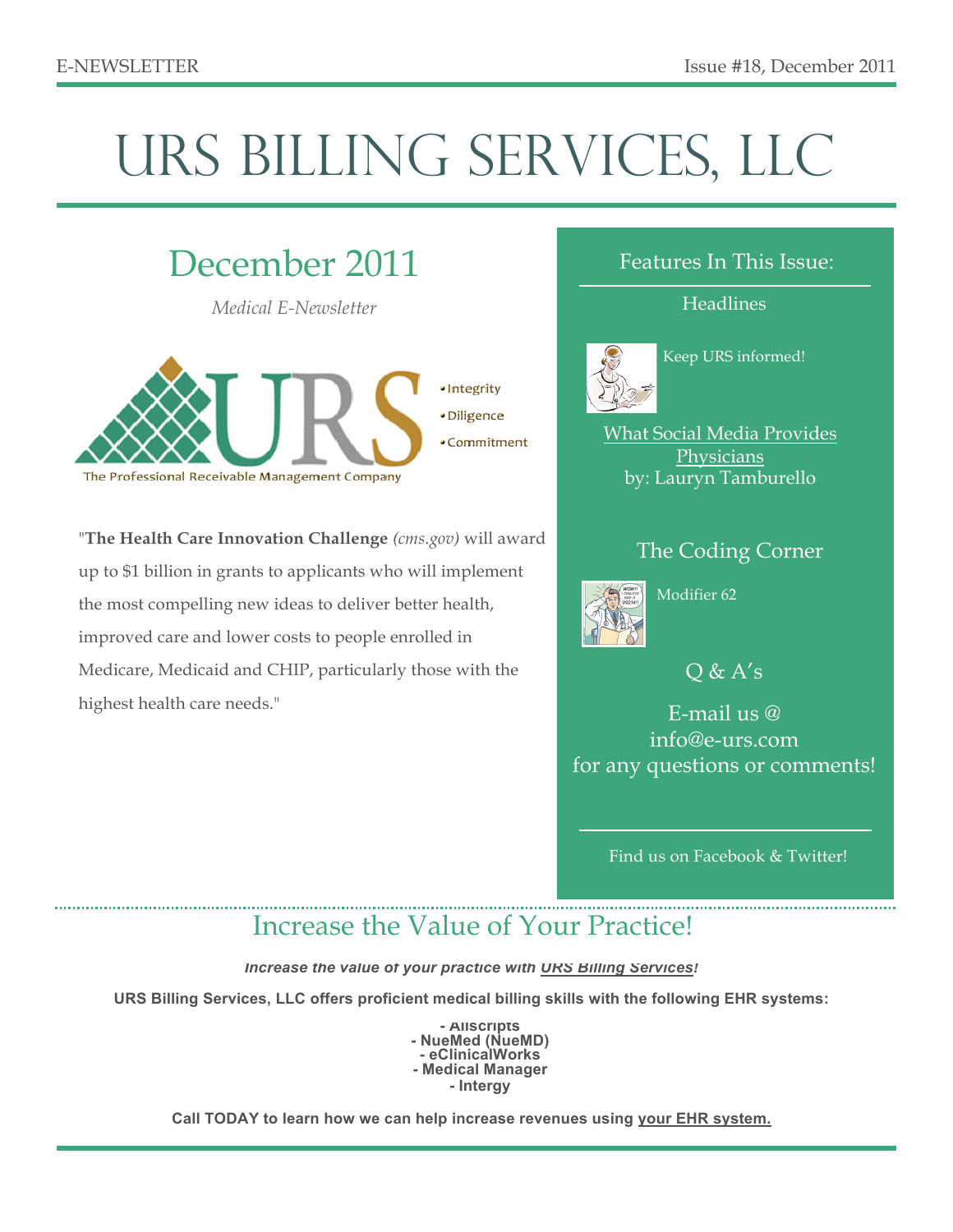E-NEWSLETTER

Issue #18, December 2011

# URS BILLING SERVICES, LLC

## December 2011

*Medical E-Newsletter*

- Integrity
- Diligence
- Commitment

The Professional Receivable Management Company

"**The Health Care Innovation Challenge** *(cms.gov)* will award up to $1 billion in grants to applicants who will implement the most compelling new ideas to deliver better health, improved care and lower costs to people enrolled in Medicare, Medicaid and CHIP, particularly those with the highest health care needs."

### Features In This Issue:

Headlines

Keep URS informed!

What Social Media Provides Physicians
by: Lauryn Tamburello

The Coding Corner

Modifier 62

Q & A's

E-mail us @ info@e-urs.com for any questions or comments!

Find us on Facebook & Twitter!

## Increase the Value of Your Practice!

***Increase the value of your practice with URS Billing Services!***

**URS Billing Services, LLC offers proficient medical billing skills with the following EHR systems:**

**- Allscripts**
**- NueMed (NueMD)**
**- eClinicalWorks**
**- Medical Manager**
**- Intergy**

**Call TODAY to learn how we can help increase revenues using your EHR system.**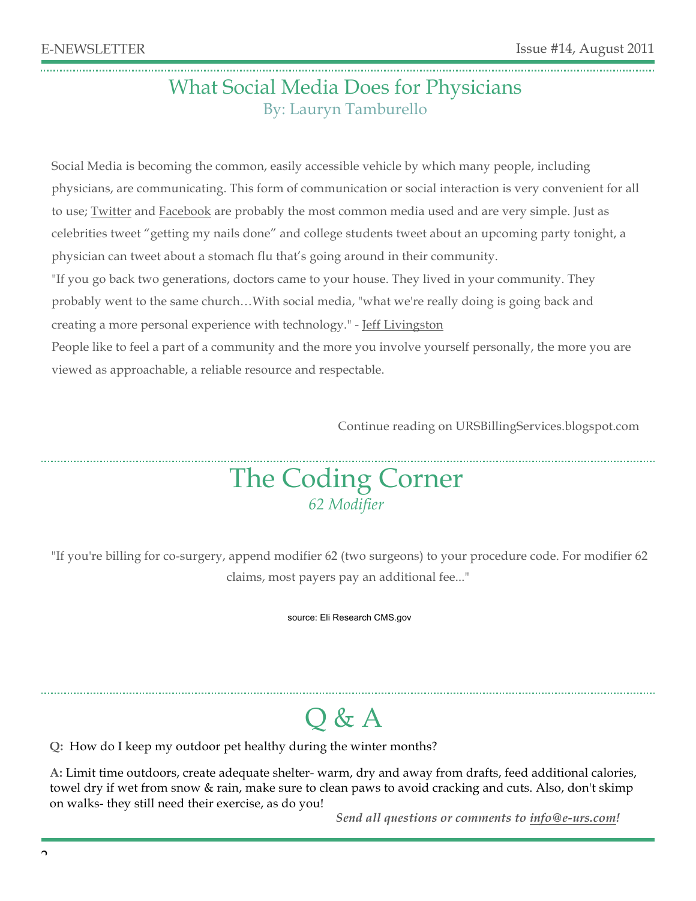## What Social Media Does for Physicians

By: Lauryn Tamburello

Social Media is becoming the common, easily accessible vehicle by which many people, including physicians, are communicating. This form of communication or social interaction is very convenient for all to use; Twitter and Facebook are probably the most common media used and are very simple. Just as celebrities tweet "getting my nails done" and college students tweet about an upcoming party tonight, a physician can tweet about a stomach flu that's going around in their community.

"If you go back two generations, doctors came to your house. They lived in your community. They probably went to the same church…With social media, "what we're really doing is going back and creating a more personal experience with technology." - Jeff Livingston

People like to feel a part of a community and the more you involve yourself personally, the more you are viewed as approachable, a reliable resource and respectable.

Continue reading on URSBillingServices.blogspot.com

## The Coding Corner

*62 Modifier*

"If you're billing for co-surgery, append modifier 62 (two surgeons) to your procedure code. For modifier 62 claims, most payers pay an additional fee..."

source: Eli Research CMS.gov

## Q & A

**Q:** How do I keep my outdoor pet healthy during the winter months?

**A:** Limit time outdoors, create adequate shelter- warm, dry and away from drafts, feed additional calories, towel dry if wet from snow & rain, make sure to clean paws to avoid cracking and cuts. Also, don't skimp on walks- they still need their exercise, as do you!

***Send all questions or comments to info@e-urs.com!***